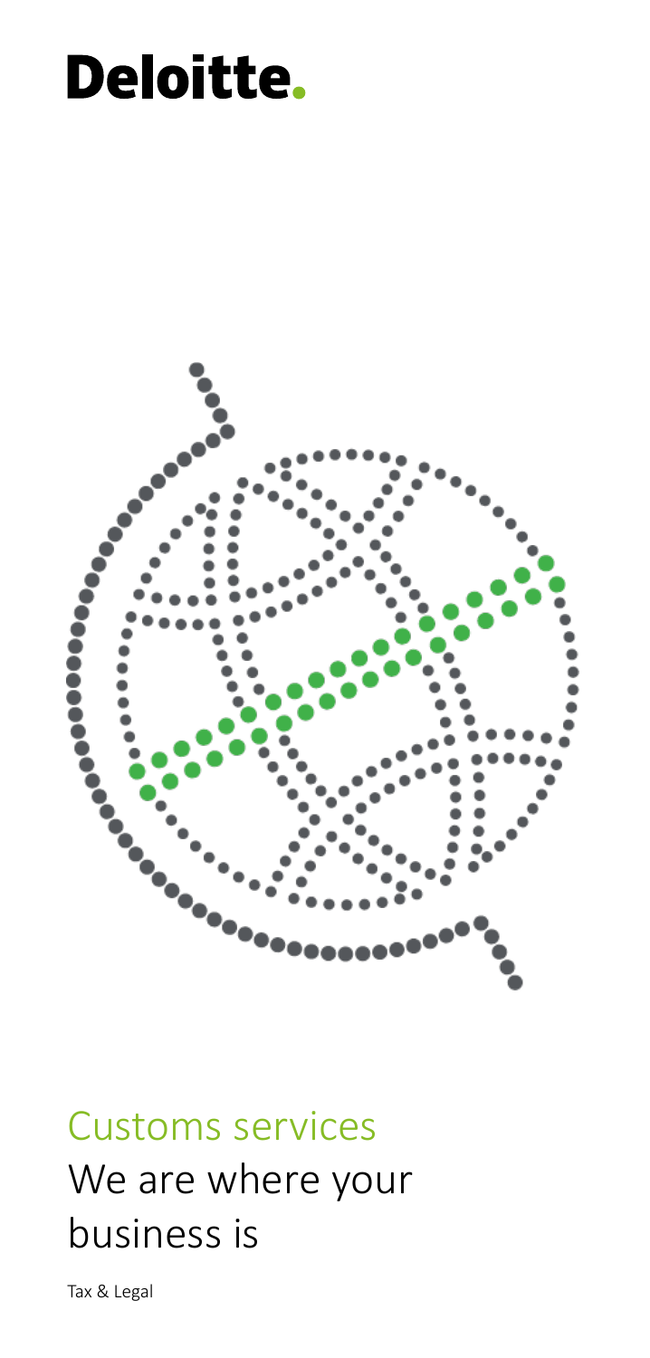Deloitte.

# Customs services

## We are where your business is

Tax & Legal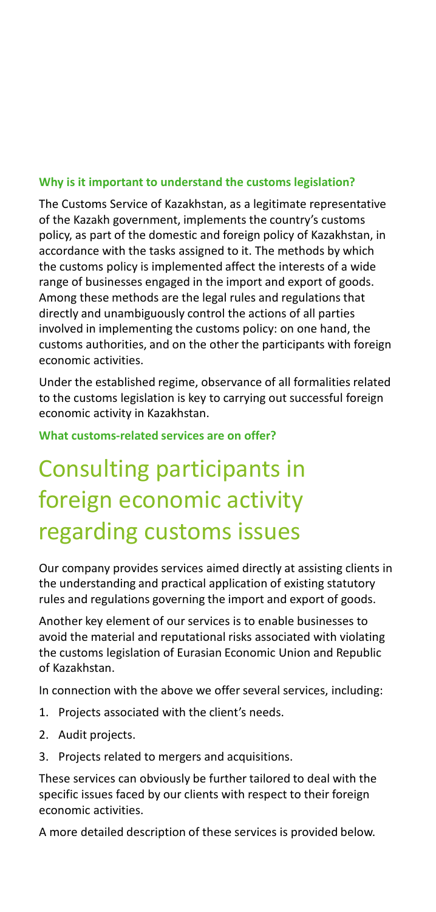**Why is it important to understand the customs legislation?**

The Customs Service of Kazakhstan, as a legitimate representative of the Kazakh government, implements the country's customs policy, as part of the domestic and foreign policy of Kazakhstan, in accordance with the tasks assigned to it. The methods by which the customs policy is implemented affect the interests of a wide range of businesses engaged in the import and export of goods. Among these methods are the legal rules and regulations that directly and unambiguously control the actions of all parties involved in implementing the customs policy: on one hand, the customs authorities, and on the other the participants with foreign economic activities.

Under the established regime, observance of all formalities related to the customs legislation is key to carrying out successful foreign economic activity in Kazakhstan.

**What customs-related services are on offer?**

# Consulting participants in foreign economic activity regarding customs issues

Our company provides services aimed directly at assisting clients in the understanding and practical application of existing statutory rules and regulations governing the import and export of goods.

Another key element of our services is to enable businesses to avoid the material and reputational risks associated with violating the customs legislation of Eurasian Economic Union and Republic of Kazakhstan.

In connection with the above we offer several services, including:

1. Projects associated with the client's needs.
2. Audit projects.
3. Projects related to mergers and acquisitions.

These services can obviously be further tailored to deal with the specific issues faced by our clients with respect to their foreign economic activities.

A more detailed description of these services is provided below.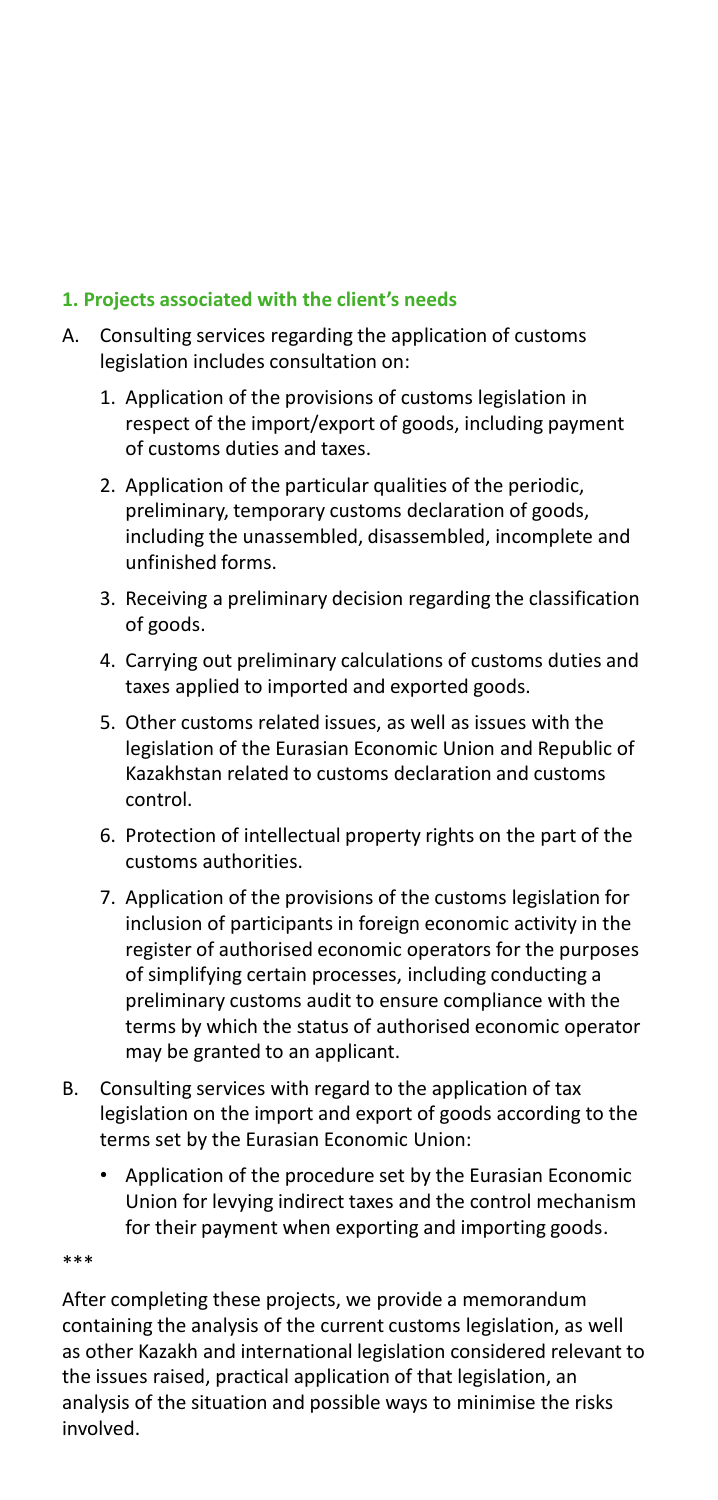### 1. Projects associated with the client's needs

A. Consulting services regarding the application of customs legislation includes consultation on:

1. Application of the provisions of customs legislation in respect of the import/export of goods, including payment of customs duties and taxes.
2. Application of the particular qualities of the periodic, preliminary, temporary customs declaration of goods, including the unassembled, disassembled, incomplete and unfinished forms.
3. Receiving a preliminary decision regarding the classification of goods.
4. Carrying out preliminary calculations of customs duties and taxes applied to imported and exported goods.
5. Other customs related issues, as well as issues with the legislation of the Eurasian Economic Union and Republic of Kazakhstan related to customs declaration and customs control.
6. Protection of intellectual property rights on the part of the customs authorities.
7. Application of the provisions of the customs legislation for inclusion of participants in foreign economic activity in the register of authorised economic operators for the purposes of simplifying certain processes, including conducting a preliminary customs audit to ensure compliance with the terms by which the status of authorised economic operator may be granted to an applicant.

B. Consulting services with regard to the application of tax legislation on the import and export of goods according to the terms set by the Eurasian Economic Union:

- Application of the procedure set by the Eurasian Economic Union for levying indirect taxes and the control mechanism for their payment when exporting and importing goods.

***

After completing these projects, we provide a memorandum containing the analysis of the current customs legislation, as well as other Kazakh and international legislation considered relevant to the issues raised, practical application of that legislation, an analysis of the situation and possible ways to minimise the risks involved.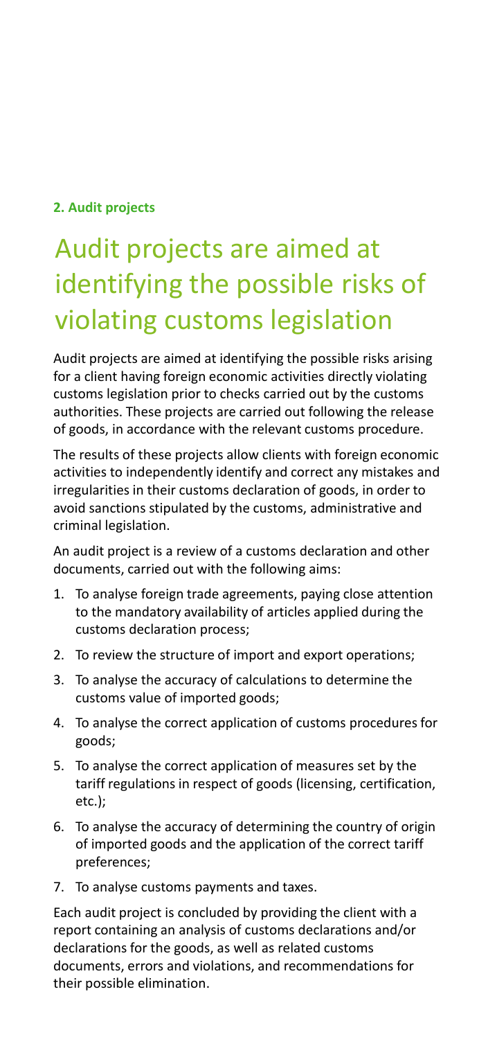**2. Audit projects**

# Audit projects are aimed at identifying the possible risks of violating customs legislation

Audit projects are aimed at identifying the possible risks arising for a client having foreign economic activities directly violating customs legislation prior to checks carried out by the customs authorities. These projects are carried out following the release of goods, in accordance with the relevant customs procedure.

The results of these projects allow clients with foreign economic activities to independently identify and correct any mistakes and irregularities in their customs declaration of goods, in order to avoid sanctions stipulated by the customs, administrative and criminal legislation.

An audit project is a review of a customs declaration and other documents, carried out with the following aims:

1. To analyse foreign trade agreements, paying close attention to the mandatory availability of articles applied during the customs declaration process;
2. To review the structure of import and export operations;
3. To analyse the accuracy of calculations to determine the customs value of imported goods;
4. To analyse the correct application of customs procedures for goods;
5. To analyse the correct application of measures set by the tariff regulations in respect of goods (licensing, certification, etc.);
6. To analyse the accuracy of determining the country of origin of imported goods and the application of the correct tariff preferences;
7. To analyse customs payments and taxes.

Each audit project is concluded by providing the client with a report containing an analysis of customs declarations and/or declarations for the goods, as well as related customs documents, errors and violations, and recommendations for their possible elimination.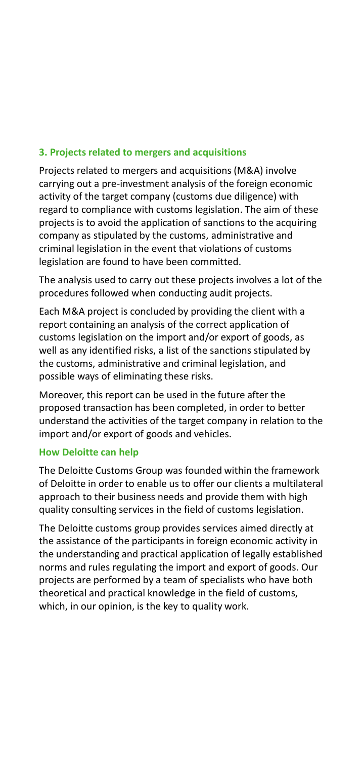### 3. Projects related to mergers and acquisitions

Projects related to mergers and acquisitions (M&A) involve carrying out a pre-investment analysis of the foreign economic activity of the target company (customs due diligence) with regard to compliance with customs legislation. The aim of these projects is to avoid the application of sanctions to the acquiring company as stipulated by the customs, administrative and criminal legislation in the event that violations of customs legislation are found to have been committed.

The analysis used to carry out these projects involves a lot of the procedures followed when conducting audit projects.

Each M&A project is concluded by providing the client with a report containing an analysis of the correct application of customs legislation on the import and/or export of goods, as well as any identified risks, a list of the sanctions stipulated by the customs, administrative and criminal legislation, and possible ways of eliminating these risks.

Moreover, this report can be used in the future after the proposed transaction has been completed, in order to better understand the activities of the target company in relation to the import and/or export of goods and vehicles.

### How Deloitte can help

The Deloitte Customs Group was founded within the framework of Deloitte in order to enable us to offer our clients a multilateral approach to their business needs and provide them with high quality consulting services in the field of customs legislation.

The Deloitte customs group provides services aimed directly at the assistance of the participants in foreign economic activity in the understanding and practical application of legally established norms and rules regulating the import and export of goods. Our projects are performed by a team of specialists who have both theoretical and practical knowledge in the field of customs, which, in our opinion, is the key to quality work.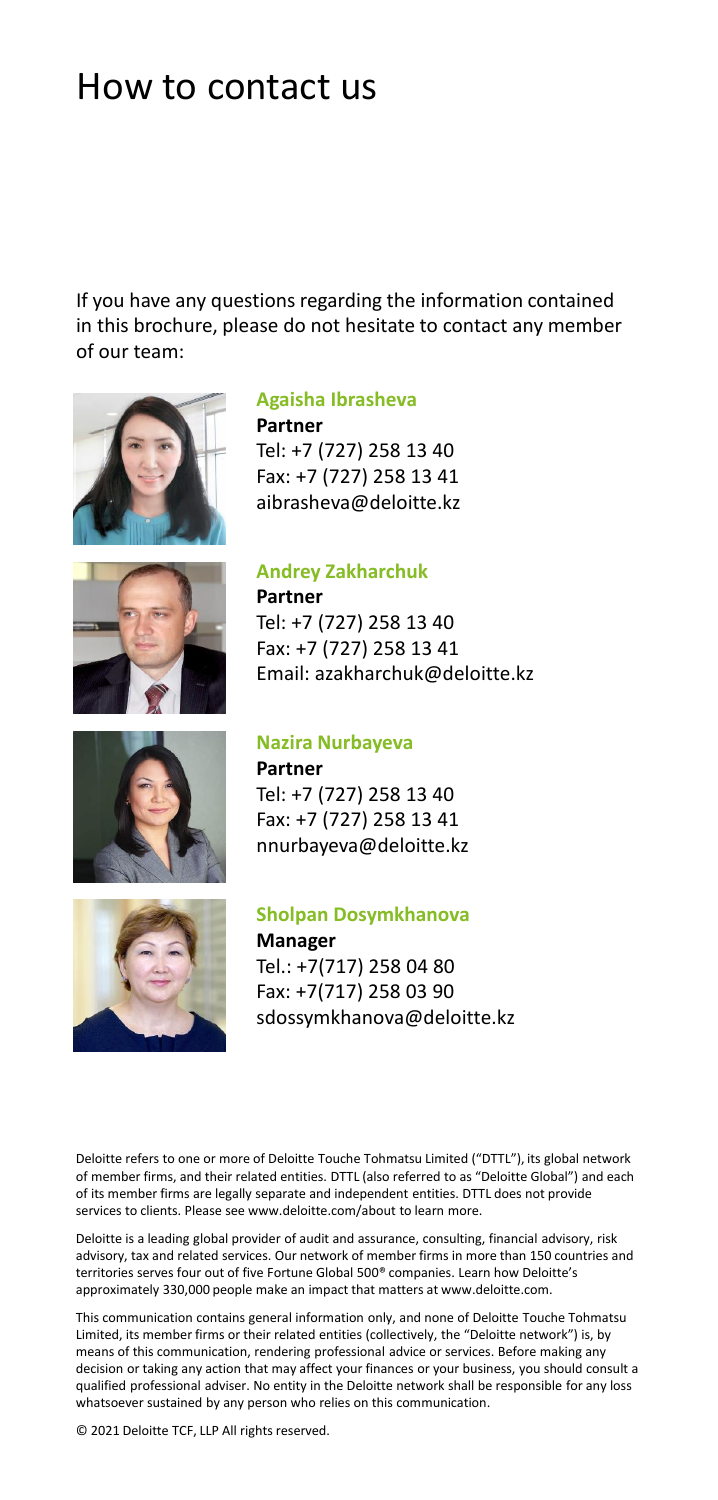# How to contact us

If you have any questions regarding the information contained in this brochure, please do not hesitate to contact any member of our team:

**Agaisha Ibrasheva**
**Partner**
Tel: +7 (727) 258 13 40
Fax: +7 (727) 258 13 41
aibrasheva@deloitte.kz

**Andrey Zakharchuk**
**Partner**
Tel: +7 (727) 258 13 40
Fax: +7 (727) 258 13 41
Email: azakharchuk@deloitte.kz

**Nazira Nurbayeva**
**Partner**
Tel: +7 (727) 258 13 40
Fax: +7 (727) 258 13 41
nnurbayeva@deloitte.kz

**Sholpan Dosymkhanova**
**Manager**
Tel.: +7(717) 258 04 80
Fax: +7(717) 258 03 90
sdossymkhanova@deloitte.kz

Deloitte refers to one or more of Deloitte Touche Tohmatsu Limited ("DTTL"), its global network of member firms, and their related entities. DTTL (also referred to as "Deloitte Global") and each of its member firms are legally separate and independent entities. DTTL does not provide services to clients. Please see www.deloitte.com/about to learn more.

Deloitte is a leading global provider of audit and assurance, consulting, financial advisory, risk advisory, tax and related services. Our network of member firms in more than 150 countries and territories serves four out of five Fortune Global 500® companies. Learn how Deloitte's approximately 330,000 people make an impact that matters at www.deloitte.com.

This communication contains general information only, and none of Deloitte Touche Tohmatsu Limited, its member firms or their related entities (collectively, the "Deloitte network") is, by means of this communication, rendering professional advice or services. Before making any decision or taking any action that may affect your finances or your business, you should consult a qualified professional adviser. No entity in the Deloitte network shall be responsible for any loss whatsoever sustained by any person who relies on this communication.

© 2021 Deloitte TCF, LLP All rights reserved.